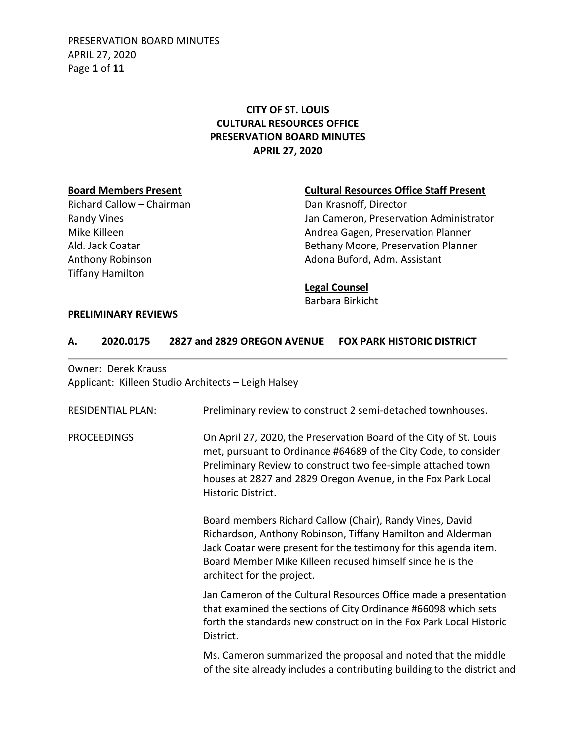# CITY OF ST. LOUIS
# CULTURAL RESOURCES OFFICE
# PRESERVATION BOARD MINUTES
# APRIL 27, 2020

**Board Members Present**
Richard Callow – Chairman
Randy Vines
Mike Killeen
Ald. Jack Coatar
Anthony Robinson
Tiffany Hamilton

**Cultural Resources Office Staff Present**
Dan Krasnoff, Director
Jan Cameron, Preservation Administrator
Andrea Gagen, Preservation Planner
Bethany Moore, Preservation Planner
Adona Buford, Adm. Assistant

**Legal Counsel**
Barbara Birkicht

**PRELIMINARY REVIEWS**

## A. 2020.0175 2827 and 2829 OREGON AVENUE FOX PARK HISTORIC DISTRICT

Owner: Derek Krauss
Applicant: Killeen Studio Architects – Leigh Halsey

RESIDENTIAL PLAN: Preliminary review to construct 2 semi-detached townhouses.

PROCEEDINGS On April 27, 2020, the Preservation Board of the City of St. Louis met, pursuant to Ordinance #64689 of the City Code, to consider Preliminary Review to construct two fee-simple attached town houses at 2827 and 2829 Oregon Avenue, in the Fox Park Local Historic District.

Board members Richard Callow (Chair), Randy Vines, David Richardson, Anthony Robinson, Tiffany Hamilton and Alderman Jack Coatar were present for the testimony for this agenda item. Board Member Mike Killeen recused himself since he is the architect for the project.

Jan Cameron of the Cultural Resources Office made a presentation that examined the sections of City Ordinance #66098 which sets forth the standards new construction in the Fox Park Local Historic District.

Ms. Cameron summarized the proposal and noted that the middle of the site already includes a contributing building to the district and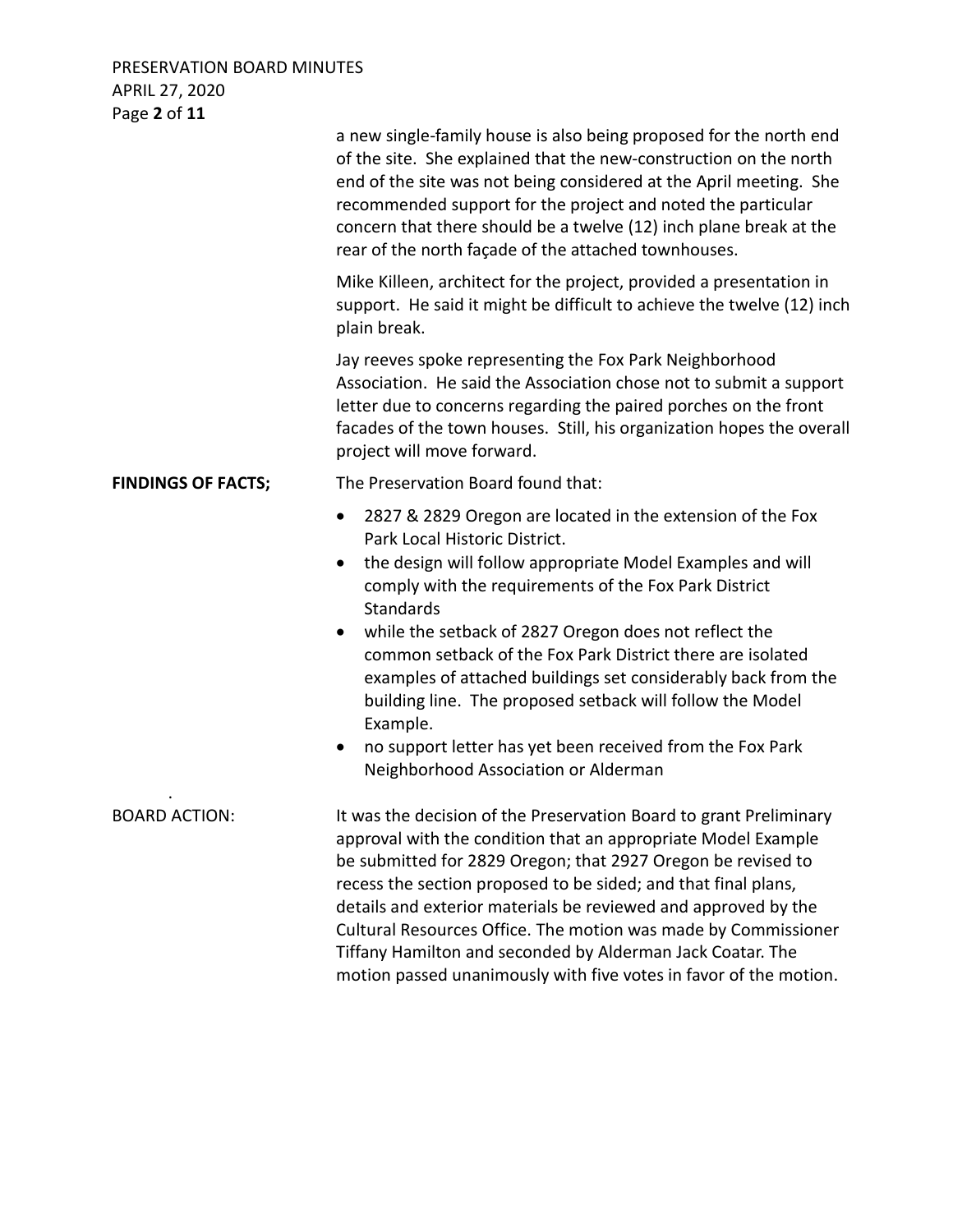a new single-family house is also being proposed for the north end of the site. She explained that the new-construction on the north end of the site was not being considered at the April meeting. She recommended support for the project and noted the particular concern that there should be a twelve (12) inch plane break at the rear of the north façade of the attached townhouses.

Mike Killeen, architect for the project, provided a presentation in support. He said it might be difficult to achieve the twelve (12) inch plain break.

Jay reeves spoke representing the Fox Park Neighborhood Association. He said the Association chose not to submit a support letter due to concerns regarding the paired porches on the front facades of the town houses. Still, his organization hopes the overall project will move forward.

**FINDINGS OF FACTS;** The Preservation Board found that:

- 2827 & 2829 Oregon are located in the extension of the Fox Park Local Historic District.
- the design will follow appropriate Model Examples and will comply with the requirements of the Fox Park District Standards
- while the setback of 2827 Oregon does not reflect the common setback of the Fox Park District there are isolated examples of attached buildings set considerably back from the building line. The proposed setback will follow the Model Example.
- no support letter has yet been received from the Fox Park Neighborhood Association or Alderman

BOARD ACTION: It was the decision of the Preservation Board to grant Preliminary approval with the condition that an appropriate Model Example be submitted for 2829 Oregon; that 2927 Oregon be revised to recess the section proposed to be sided; and that final plans, details and exterior materials be reviewed and approved by the Cultural Resources Office. The motion was made by Commissioner Tiffany Hamilton and seconded by Alderman Jack Coatar. The motion passed unanimously with five votes in favor of the motion.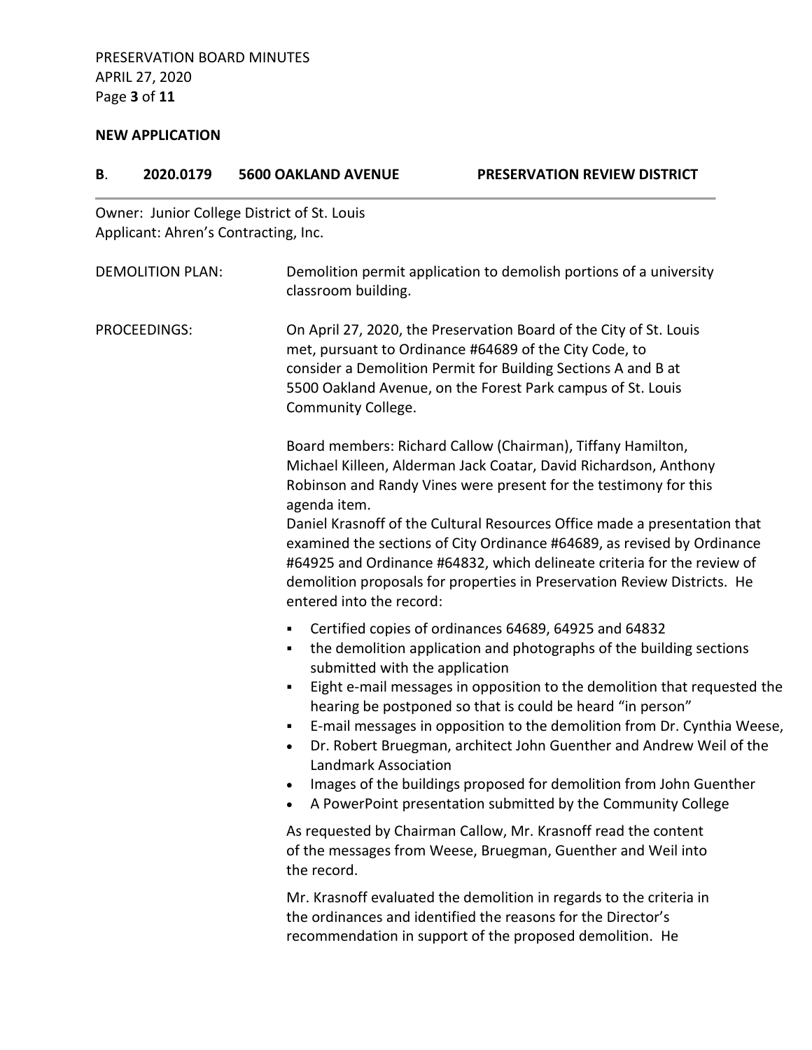**NEW APPLICATION**

**B. 2020.0179 5600 OAKLAND AVENUE PRESERVATION REVIEW DISTRICT**

Owner: Junior College District of St. Louis
Applicant: Ahren's Contracting, Inc.

DEMOLITION PLAN: Demolition permit application to demolish portions of a university classroom building.

PROCEEDINGS: On April 27, 2020, the Preservation Board of the City of St. Louis met, pursuant to Ordinance #64689 of the City Code, to consider a Demolition Permit for Building Sections A and B at 5500 Oakland Avenue, on the Forest Park campus of St. Louis Community College.

Board members: Richard Callow (Chairman), Tiffany Hamilton, Michael Killeen, Alderman Jack Coatar, David Richardson, Anthony Robinson and Randy Vines were present for the testimony for this agenda item.

Daniel Krasnoff of the Cultural Resources Office made a presentation that examined the sections of City Ordinance #64689, as revised by Ordinance #64925 and Ordinance #64832, which delineate criteria for the review of demolition proposals for properties in Preservation Review Districts. He entered into the record:

- Certified copies of ordinances 64689, 64925 and 64832
- the demolition application and photographs of the building sections submitted with the application
- Eight e-mail messages in opposition to the demolition that requested the hearing be postponed so that is could be heard "in person"
- E-mail messages in opposition to the demolition from Dr. Cynthia Weese,
- Dr. Robert Bruegman, architect John Guenther and Andrew Weil of the Landmark Association
- Images of the buildings proposed for demolition from John Guenther
- A PowerPoint presentation submitted by the Community College

As requested by Chairman Callow, Mr. Krasnoff read the content of the messages from Weese, Bruegman, Guenther and Weil into the record.

Mr. Krasnoff evaluated the demolition in regards to the criteria in the ordinances and identified the reasons for the Director's recommendation in support of the proposed demolition. He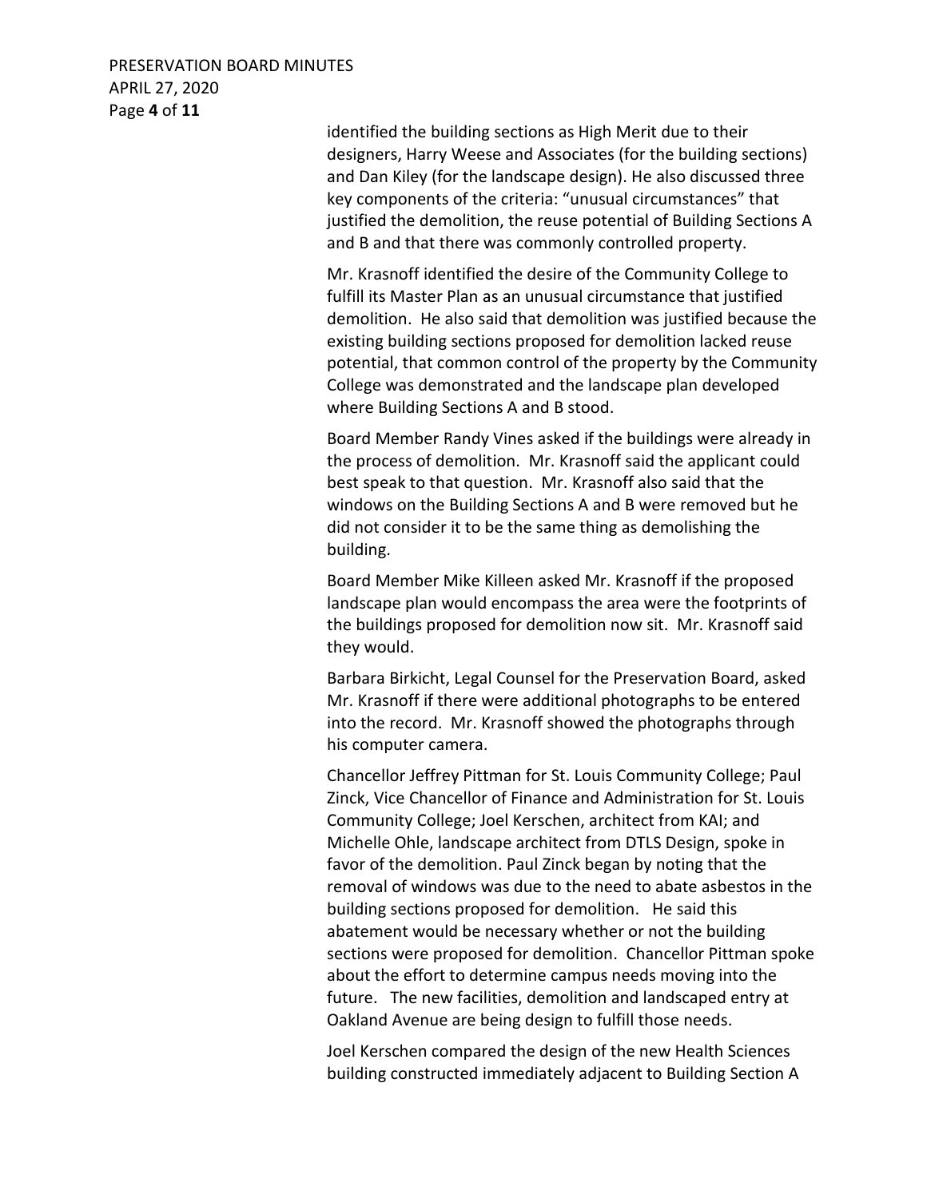identified the building sections as High Merit due to their designers, Harry Weese and Associates (for the building sections) and Dan Kiley (for the landscape design). He also discussed three key components of the criteria: "unusual circumstances" that justified the demolition, the reuse potential of Building Sections A and B and that there was commonly controlled property.

Mr. Krasnoff identified the desire of the Community College to fulfill its Master Plan as an unusual circumstance that justified demolition. He also said that demolition was justified because the existing building sections proposed for demolition lacked reuse potential, that common control of the property by the Community College was demonstrated and the landscape plan developed where Building Sections A and B stood.

Board Member Randy Vines asked if the buildings were already in the process of demolition. Mr. Krasnoff said the applicant could best speak to that question. Mr. Krasnoff also said that the windows on the Building Sections A and B were removed but he did not consider it to be the same thing as demolishing the building.

Board Member Mike Killeen asked Mr. Krasnoff if the proposed landscape plan would encompass the area were the footprints of the buildings proposed for demolition now sit. Mr. Krasnoff said they would.

Barbara Birkicht, Legal Counsel for the Preservation Board, asked Mr. Krasnoff if there were additional photographs to be entered into the record. Mr. Krasnoff showed the photographs through his computer camera.

Chancellor Jeffrey Pittman for St. Louis Community College; Paul Zinck, Vice Chancellor of Finance and Administration for St. Louis Community College; Joel Kerschen, architect from KAI; and Michelle Ohle, landscape architect from DTLS Design, spoke in favor of the demolition. Paul Zinck began by noting that the removal of windows was due to the need to abate asbestos in the building sections proposed for demolition. He said this abatement would be necessary whether or not the building sections were proposed for demolition. Chancellor Pittman spoke about the effort to determine campus needs moving into the future. The new facilities, demolition and landscaped entry at Oakland Avenue are being design to fulfill those needs.

Joel Kerschen compared the design of the new Health Sciences building constructed immediately adjacent to Building Section A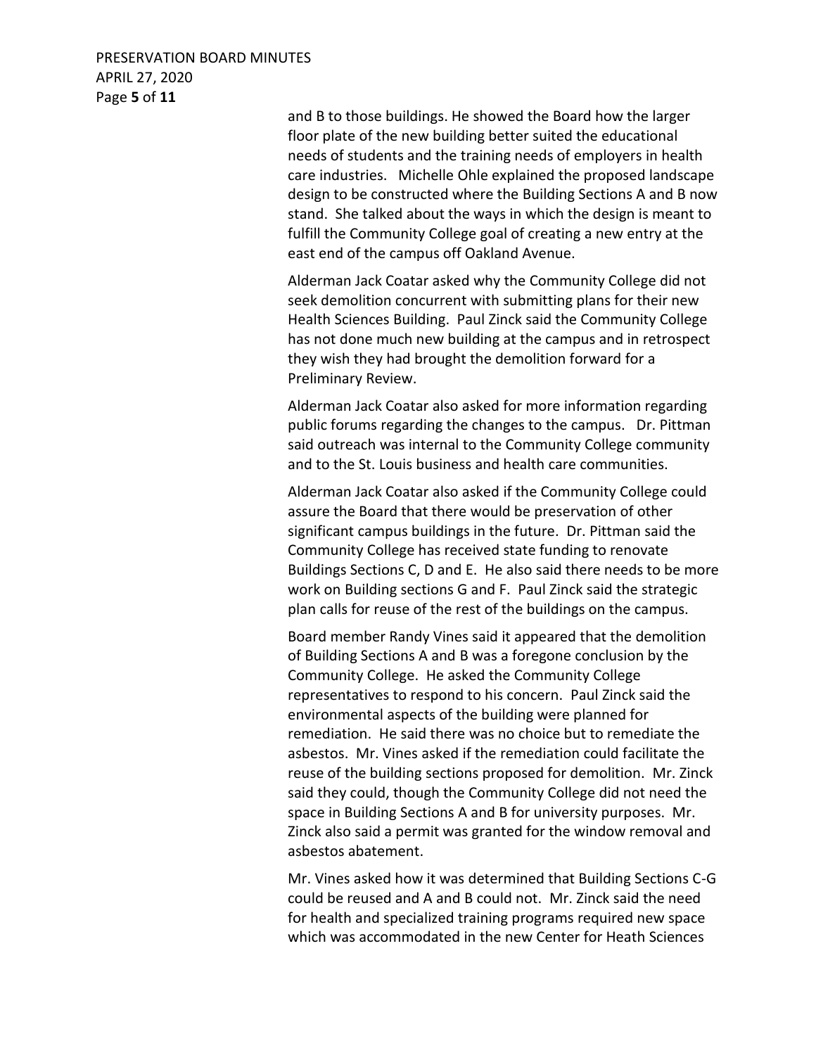and B to those buildings. He showed the Board how the larger floor plate of the new building better suited the educational needs of students and the training needs of employers in health care industries. Michelle Ohle explained the proposed landscape design to be constructed where the Building Sections A and B now stand. She talked about the ways in which the design is meant to fulfill the Community College goal of creating a new entry at the east end of the campus off Oakland Avenue.

Alderman Jack Coatar asked why the Community College did not seek demolition concurrent with submitting plans for their new Health Sciences Building. Paul Zinck said the Community College has not done much new building at the campus and in retrospect they wish they had brought the demolition forward for a Preliminary Review.

Alderman Jack Coatar also asked for more information regarding public forums regarding the changes to the campus. Dr. Pittman said outreach was internal to the Community College community and to the St. Louis business and health care communities.

Alderman Jack Coatar also asked if the Community College could assure the Board that there would be preservation of other significant campus buildings in the future. Dr. Pittman said the Community College has received state funding to renovate Buildings Sections C, D and E. He also said there needs to be more work on Building sections G and F. Paul Zinck said the strategic plan calls for reuse of the rest of the buildings on the campus.

Board member Randy Vines said it appeared that the demolition of Building Sections A and B was a foregone conclusion by the Community College. He asked the Community College representatives to respond to his concern. Paul Zinck said the environmental aspects of the building were planned for remediation. He said there was no choice but to remediate the asbestos. Mr. Vines asked if the remediation could facilitate the reuse of the building sections proposed for demolition. Mr. Zinck said they could, though the Community College did not need the space in Building Sections A and B for university purposes. Mr. Zinck also said a permit was granted for the window removal and asbestos abatement.

Mr. Vines asked how it was determined that Building Sections C-G could be reused and A and B could not. Mr. Zinck said the need for health and specialized training programs required new space which was accommodated in the new Center for Heath Sciences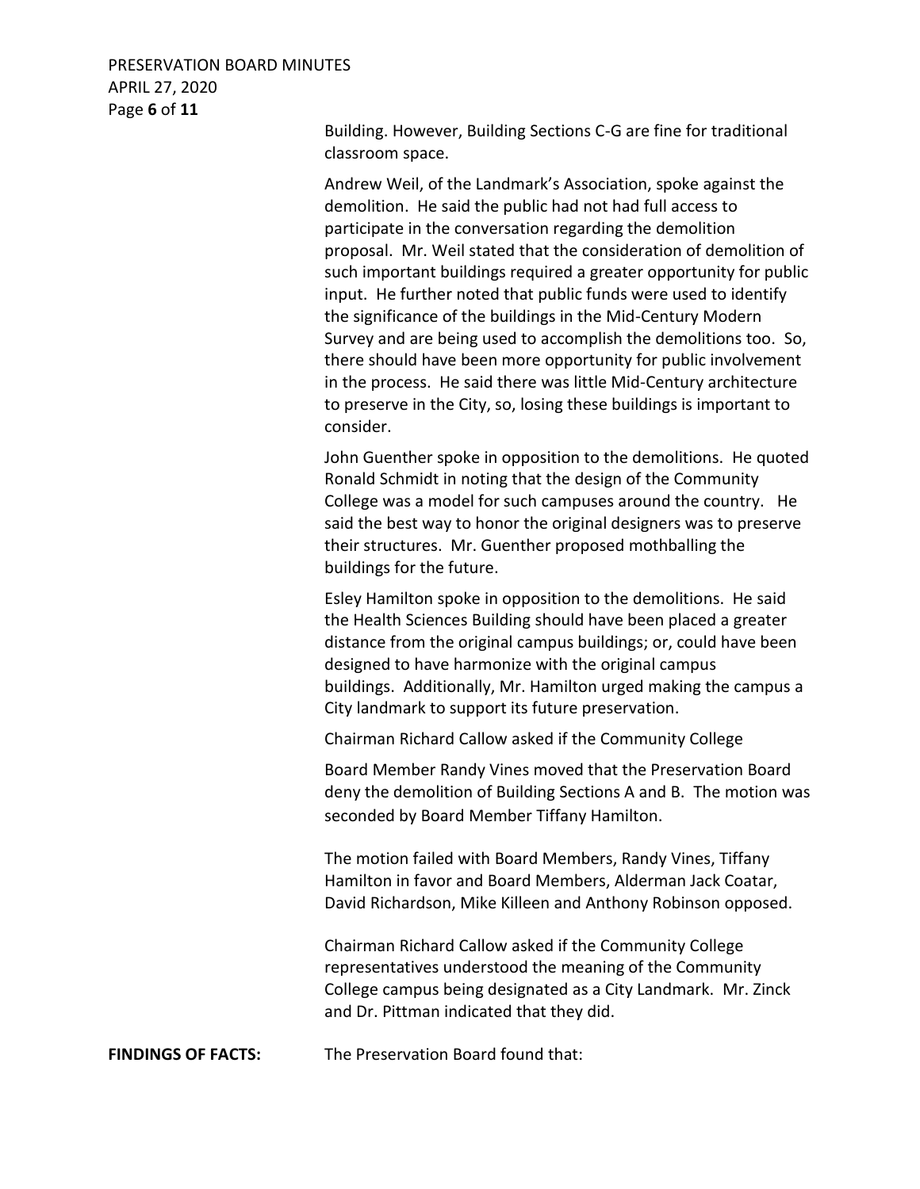Building. However, Building Sections C-G are fine for traditional classroom space.

Andrew Weil, of the Landmark's Association, spoke against the demolition. He said the public had not had full access to participate in the conversation regarding the demolition proposal. Mr. Weil stated that the consideration of demolition of such important buildings required a greater opportunity for public input. He further noted that public funds were used to identify the significance of the buildings in the Mid-Century Modern Survey and are being used to accomplish the demolitions too. So, there should have been more opportunity for public involvement in the process. He said there was little Mid-Century architecture to preserve in the City, so, losing these buildings is important to consider.

John Guenther spoke in opposition to the demolitions. He quoted Ronald Schmidt in noting that the design of the Community College was a model for such campuses around the country. He said the best way to honor the original designers was to preserve their structures. Mr. Guenther proposed mothballing the buildings for the future.

Esley Hamilton spoke in opposition to the demolitions. He said the Health Sciences Building should have been placed a greater distance from the original campus buildings; or, could have been designed to have harmonize with the original campus buildings. Additionally, Mr. Hamilton urged making the campus a City landmark to support its future preservation.

Chairman Richard Callow asked if the Community College

Board Member Randy Vines moved that the Preservation Board deny the demolition of Building Sections A and B. The motion was seconded by Board Member Tiffany Hamilton.

The motion failed with Board Members, Randy Vines, Tiffany Hamilton in favor and Board Members, Alderman Jack Coatar, David Richardson, Mike Killeen and Anthony Robinson opposed.

Chairman Richard Callow asked if the Community College representatives understood the meaning of the Community College campus being designated as a City Landmark. Mr. Zinck and Dr. Pittman indicated that they did.

**FINDINGS OF FACTS:** The Preservation Board found that: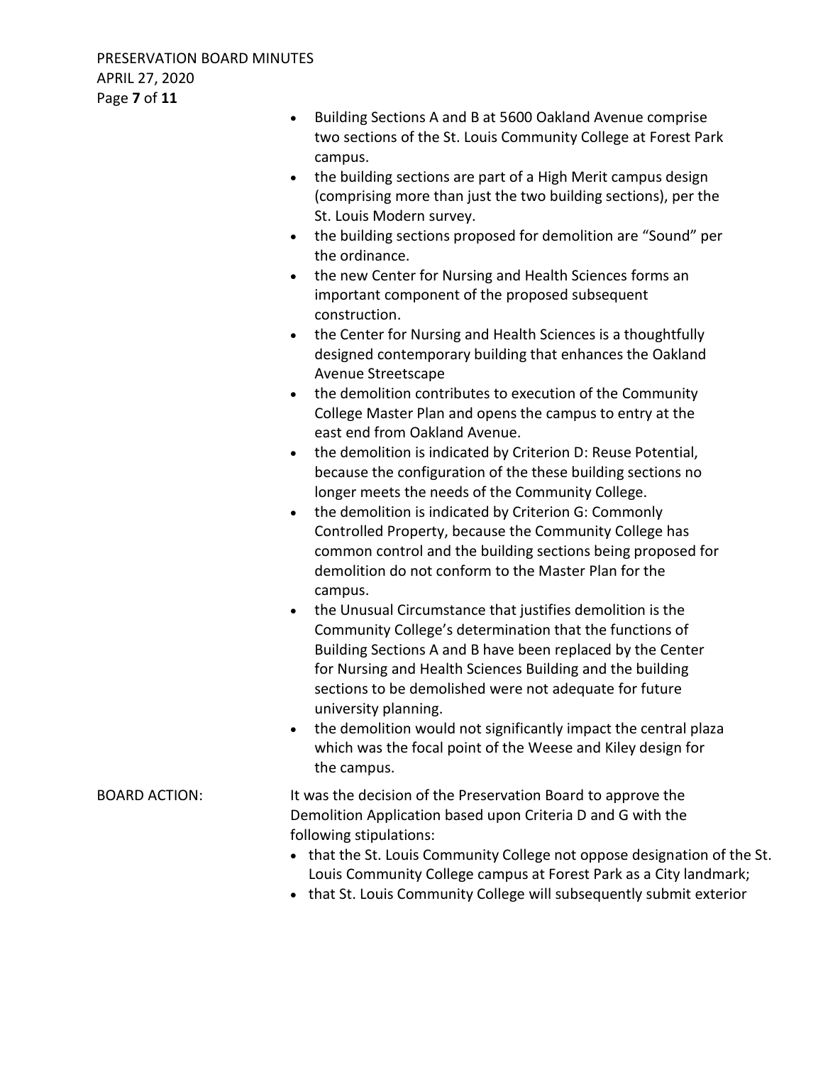- Building Sections A and B at 5600 Oakland Avenue comprise two sections of the St. Louis Community College at Forest Park campus.
- the building sections are part of a High Merit campus design (comprising more than just the two building sections), per the St. Louis Modern survey.
- the building sections proposed for demolition are "Sound" per the ordinance.
- the new Center for Nursing and Health Sciences forms an important component of the proposed subsequent construction.
- the Center for Nursing and Health Sciences is a thoughtfully designed contemporary building that enhances the Oakland Avenue Streetscape
- the demolition contributes to execution of the Community College Master Plan and opens the campus to entry at the east end from Oakland Avenue.
- the demolition is indicated by Criterion D: Reuse Potential, because the configuration of the these building sections no longer meets the needs of the Community College.
- the demolition is indicated by Criterion G: Commonly Controlled Property, because the Community College has common control and the building sections being proposed for demolition do not conform to the Master Plan for the campus.
- the Unusual Circumstance that justifies demolition is the Community College's determination that the functions of Building Sections A and B have been replaced by the Center for Nursing and Health Sciences Building and the building sections to be demolished were not adequate for future university planning.
- the demolition would not significantly impact the central plaza which was the focal point of the Weese and Kiley design for the campus.

BOARD ACTION: It was the decision of the Preservation Board to approve the Demolition Application based upon Criteria D and G with the following stipulations:

- that the St. Louis Community College not oppose designation of the St. Louis Community College campus at Forest Park as a City landmark;
- that St. Louis Community College will subsequently submit exterior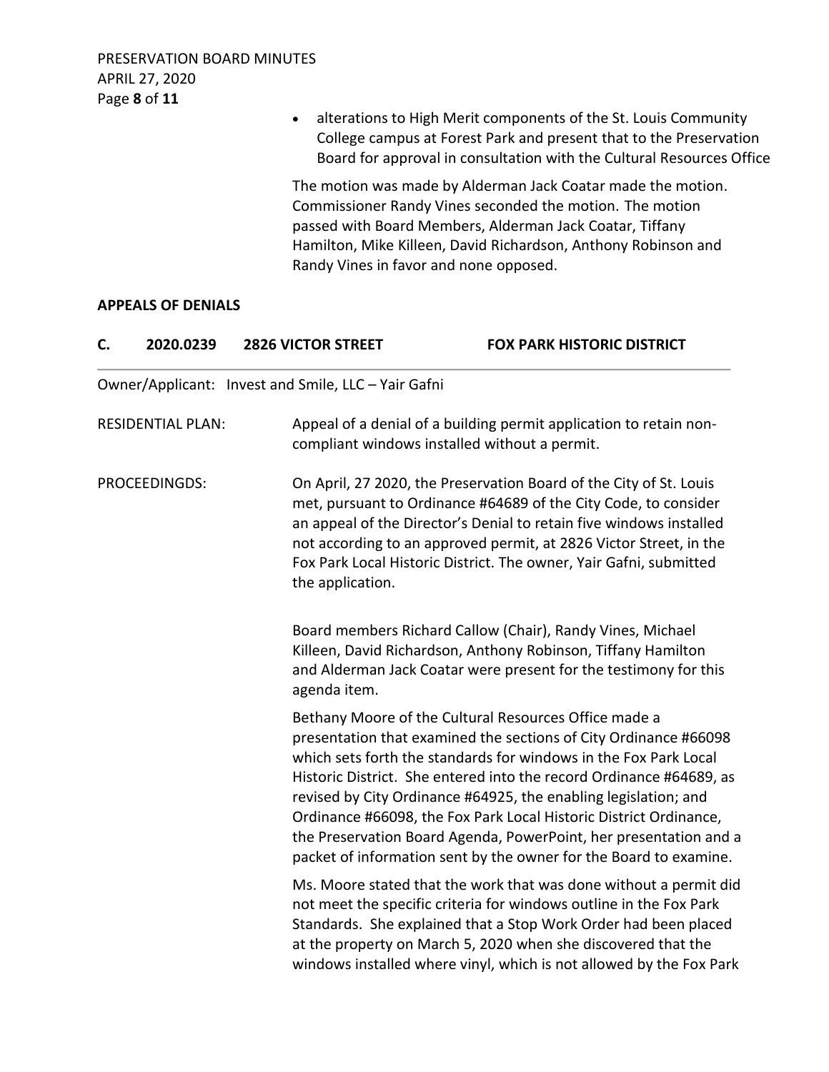- alterations to High Merit components of the St. Louis Community College campus at Forest Park and present that to the Preservation Board for approval in consultation with the Cultural Resources Office

The motion was made by Alderman Jack Coatar made the motion. Commissioner Randy Vines seconded the motion. The motion passed with Board Members, Alderman Jack Coatar, Tiffany Hamilton, Mike Killeen, David Richardson, Anthony Robinson and Randy Vines in favor and none opposed.

**APPEALS OF DENIALS**

## C. 2020.0239 2826 VICTOR STREET FOX PARK HISTORIC DISTRICT

Owner/Applicant: Invest and Smile, LLC – Yair Gafni

RESIDENTIAL PLAN: Appeal of a denial of a building permit application to retain non-compliant windows installed without a permit.

PROCEEDINGDS: On April, 27 2020, the Preservation Board of the City of St. Louis met, pursuant to Ordinance #64689 of the City Code, to consider an appeal of the Director's Denial to retain five windows installed not according to an approved permit, at 2826 Victor Street, in the Fox Park Local Historic District. The owner, Yair Gafni, submitted the application.

Board members Richard Callow (Chair), Randy Vines, Michael Killeen, David Richardson, Anthony Robinson, Tiffany Hamilton and Alderman Jack Coatar were present for the testimony for this agenda item.

Bethany Moore of the Cultural Resources Office made a presentation that examined the sections of City Ordinance #66098 which sets forth the standards for windows in the Fox Park Local Historic District. She entered into the record Ordinance #64689, as revised by City Ordinance #64925, the enabling legislation; and Ordinance #66098, the Fox Park Local Historic District Ordinance, the Preservation Board Agenda, PowerPoint, her presentation and a packet of information sent by the owner for the Board to examine.

Ms. Moore stated that the work that was done without a permit did not meet the specific criteria for windows outline in the Fox Park Standards. She explained that a Stop Work Order had been placed at the property on March 5, 2020 when she discovered that the windows installed where vinyl, which is not allowed by the Fox Park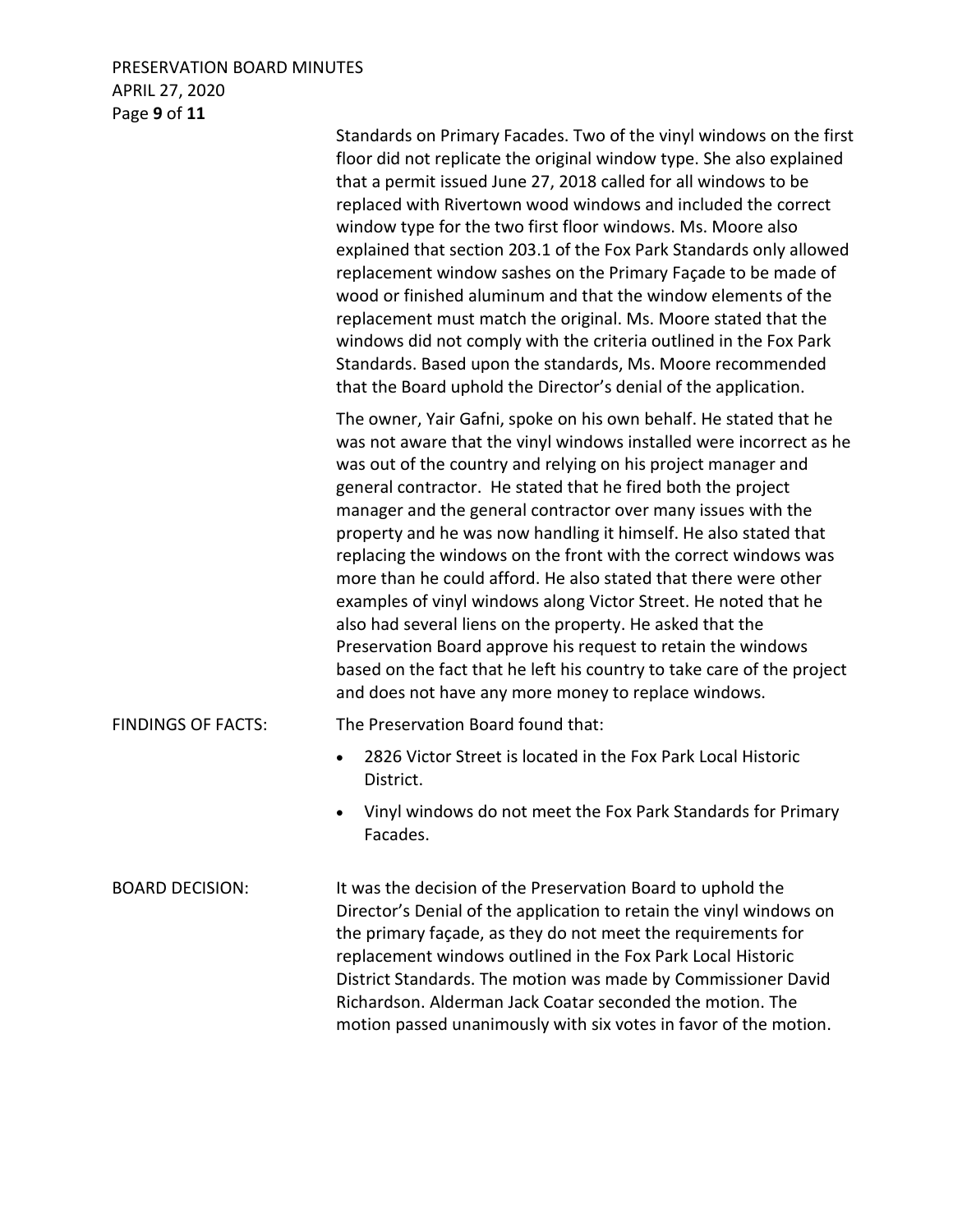Standards on Primary Facades. Two of the vinyl windows on the first floor did not replicate the original window type. She also explained that a permit issued June 27, 2018 called for all windows to be replaced with Rivertown wood windows and included the correct window type for the two first floor windows. Ms. Moore also explained that section 203.1 of the Fox Park Standards only allowed replacement window sashes on the Primary Façade to be made of wood or finished aluminum and that the window elements of the replacement must match the original. Ms. Moore stated that the windows did not comply with the criteria outlined in the Fox Park Standards. Based upon the standards, Ms. Moore recommended that the Board uphold the Director's denial of the application.

The owner, Yair Gafni, spoke on his own behalf. He stated that he was not aware that the vinyl windows installed were incorrect as he was out of the country and relying on his project manager and general contractor. He stated that he fired both the project manager and the general contractor over many issues with the property and he was now handling it himself. He also stated that replacing the windows on the front with the correct windows was more than he could afford. He also stated that there were other examples of vinyl windows along Victor Street. He noted that he also had several liens on the property. He asked that the Preservation Board approve his request to retain the windows based on the fact that he left his country to take care of the project and does not have any more money to replace windows.

FINDINGS OF FACTS: The Preservation Board found that:

- 2826 Victor Street is located in the Fox Park Local Historic District.
- Vinyl windows do not meet the Fox Park Standards for Primary Facades.

BOARD DECISION: It was the decision of the Preservation Board to uphold the Director's Denial of the application to retain the vinyl windows on the primary façade, as they do not meet the requirements for replacement windows outlined in the Fox Park Local Historic District Standards. The motion was made by Commissioner David Richardson. Alderman Jack Coatar seconded the motion. The motion passed unanimously with six votes in favor of the motion.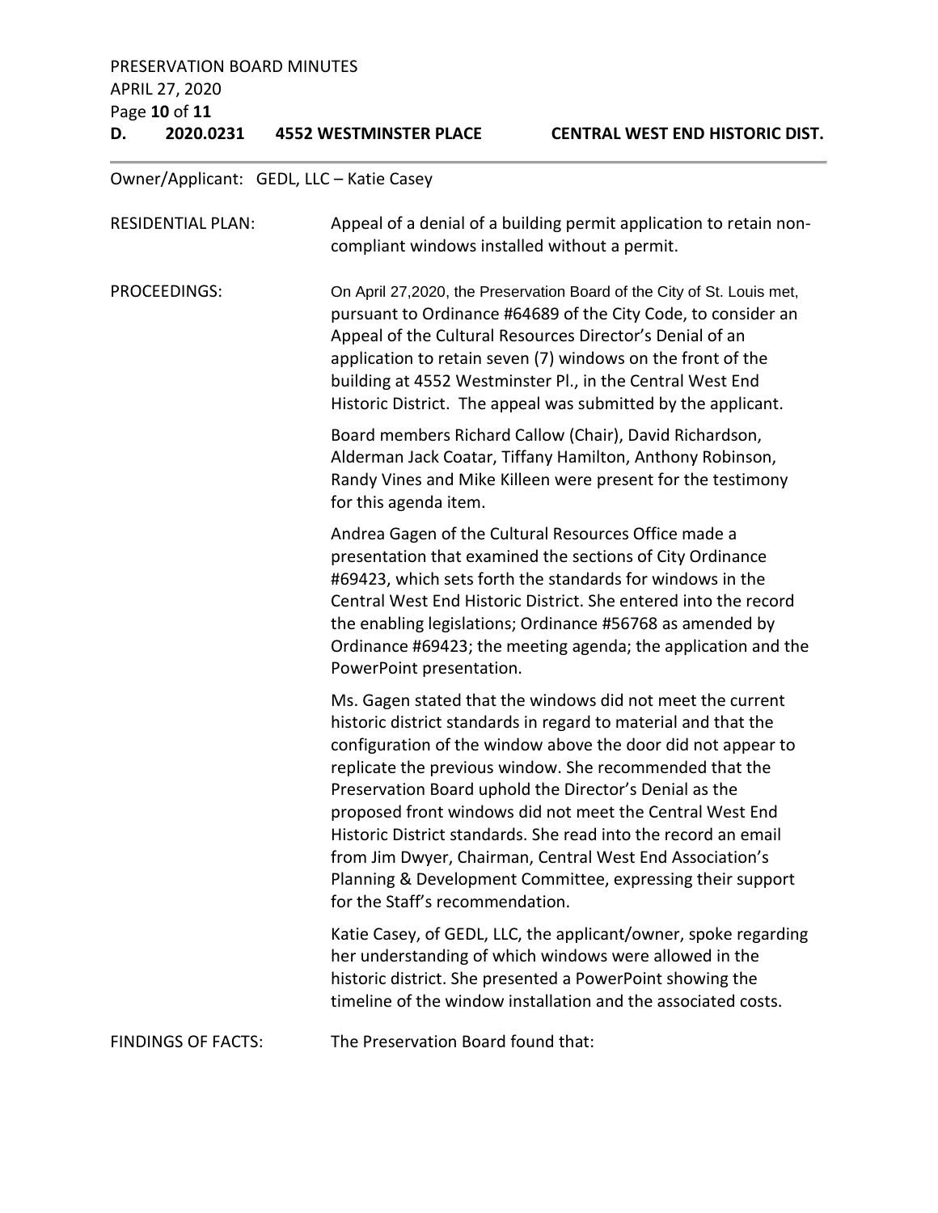## D. 2020.0231 4552 WESTMINSTER PLACE CENTRAL WEST END HISTORIC DIST.

Owner/Applicant: GEDL, LLC – Katie Casey

**RESIDENTIAL PLAN:** Appeal of a denial of a building permit application to retain non-compliant windows installed without a permit.

**PROCEEDINGS:** On April 27,2020, the Preservation Board of the City of St. Louis met, pursuant to Ordinance #64689 of the City Code, to consider an Appeal of the Cultural Resources Director's Denial of an application to retain seven (7) windows on the front of the building at 4552 Westminster Pl., in the Central West End Historic District. The appeal was submitted by the applicant.

Board members Richard Callow (Chair), David Richardson, Alderman Jack Coatar, Tiffany Hamilton, Anthony Robinson, Randy Vines and Mike Killeen were present for the testimony for this agenda item.

Andrea Gagen of the Cultural Resources Office made a presentation that examined the sections of City Ordinance #69423, which sets forth the standards for windows in the Central West End Historic District. She entered into the record the enabling legislations; Ordinance #56768 as amended by Ordinance #69423; the meeting agenda; the application and the PowerPoint presentation.

Ms. Gagen stated that the windows did not meet the current historic district standards in regard to material and that the configuration of the window above the door did not appear to replicate the previous window. She recommended that the Preservation Board uphold the Director's Denial as the proposed front windows did not meet the Central West End Historic District standards. She read into the record an email from Jim Dwyer, Chairman, Central West End Association's Planning & Development Committee, expressing their support for the Staff's recommendation.

Katie Casey, of GEDL, LLC, the applicant/owner, spoke regarding her understanding of which windows were allowed in the historic district. She presented a PowerPoint showing the timeline of the window installation and the associated costs.

**FINDINGS OF FACTS:** The Preservation Board found that: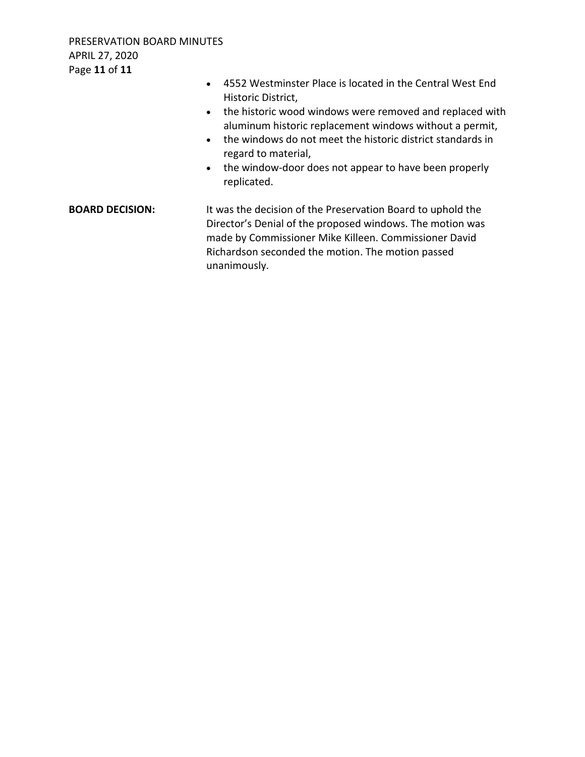- 4552 Westminster Place is located in the Central West End Historic District,
- the historic wood windows were removed and replaced with aluminum historic replacement windows without a permit,
- the windows do not meet the historic district standards in regard to material,
- the window-door does not appear to have been properly replicated.

**BOARD DECISION:** It was the decision of the Preservation Board to uphold the Director's Denial of the proposed windows. The motion was made by Commissioner Mike Killeen. Commissioner David Richardson seconded the motion. The motion passed unanimously.